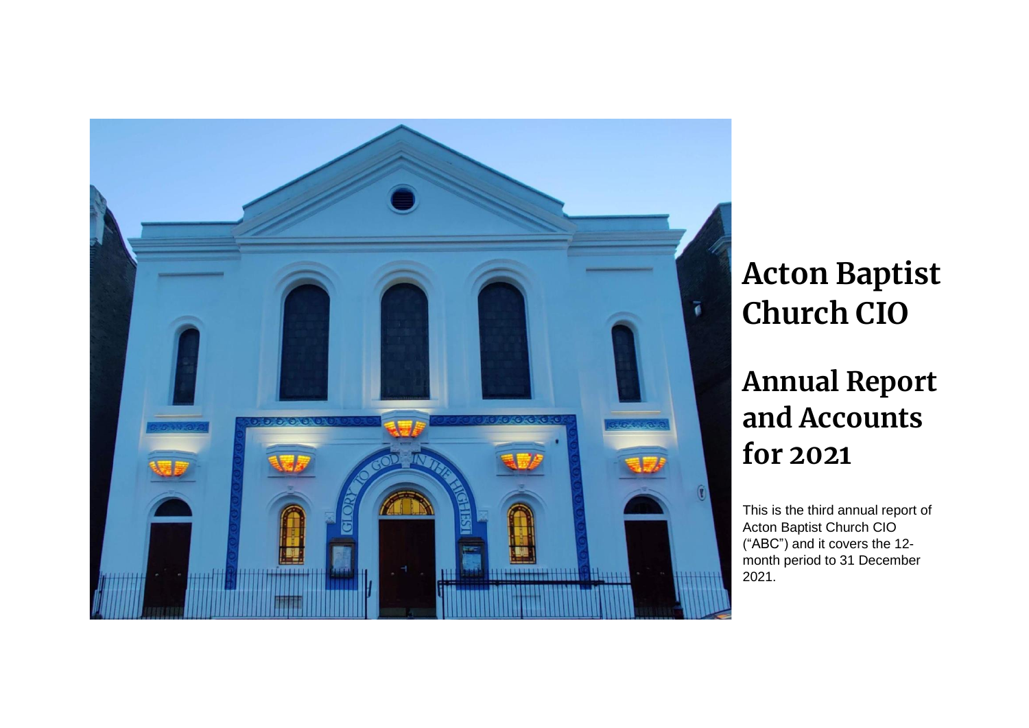# Acton Baptist Church CIO

# Annual Report and Accounts for 2021

This is the third annual report of Acton Baptist Church CIO ("ABC") and it covers the 12-month period to 31 December 2021.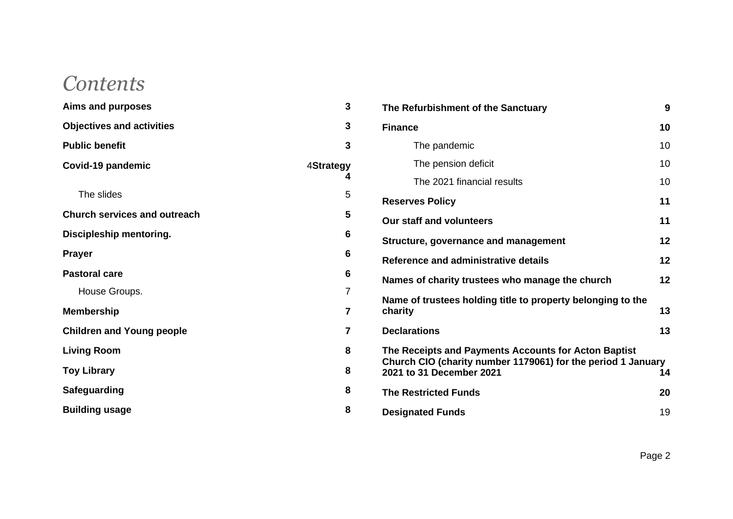# Contents

| | |
|---|---|
| **Aims and purposes** | **3** |
| **Objectives and activities** | **3** |
| **Public benefit** | **3** |
| **Covid-19 pandemic** | 4 |
| **Strategy** | **4** |
| The slides | 5 |
| **Church services and outreach** | **5** |
| **Discipleship mentoring.** | **6** |
| **Prayer** | **6** |
| **Pastoral care** | **6** |
| House Groups. | 7 |
| **Membership** | **7** |
| **Children and Young people** | **7** |
| **Living Room** | **8** |
| **Toy Library** | **8** |
| **Safeguarding** | **8** |
| **Building usage** | **8** |
| **The Refurbishment of the Sanctuary** | **9** |
| **Finance** | **10** |
| The pandemic | 10 |
| The pension deficit | 10 |
| The 2021 financial results | 10 |
| **Reserves Policy** | **11** |
| **Our staff and volunteers** | **11** |
| **Structure, governance and management** | **12** |
| **Reference and administrative details** | **12** |
| **Names of charity trustees who manage the church** | **12** |
| **Name of trustees holding title to property belonging to the charity** | **13** |
| **Declarations** | **13** |
| **The Receipts and Payments Accounts for Acton Baptist Church CIO (charity number 1179061) for the period 1 January 2021 to 31 December 2021** | **14** |
| **The Restricted Funds** | **20** |
| **Designated Funds** | 19 |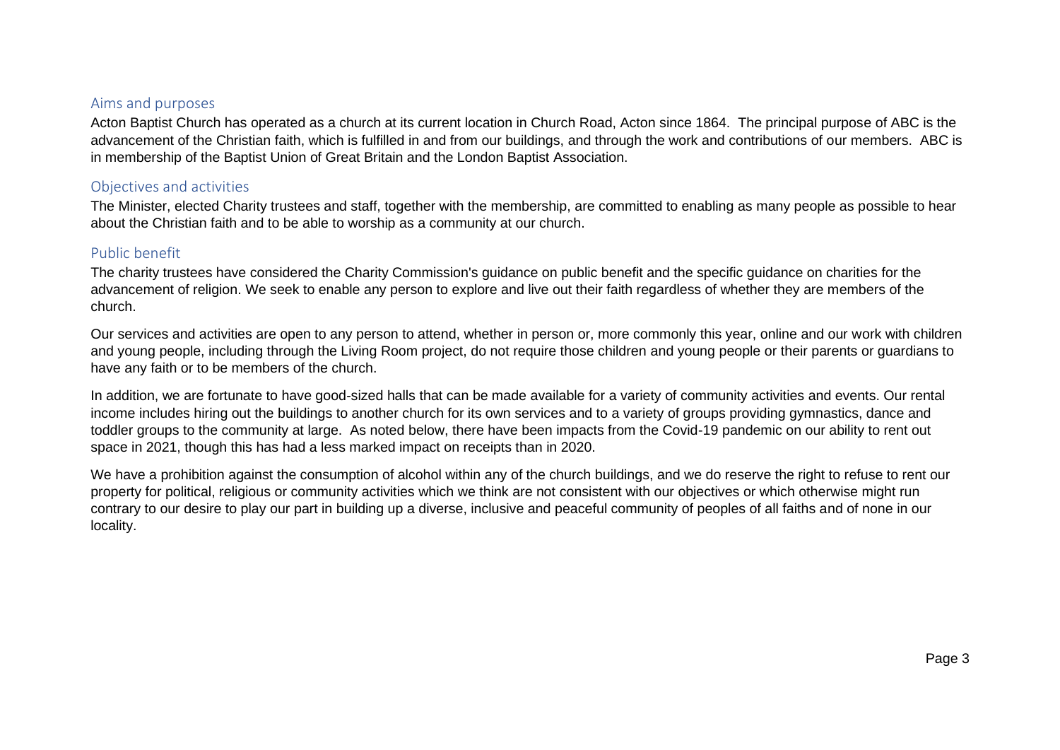## Aims and purposes

Acton Baptist Church has operated as a church at its current location in Church Road, Acton since 1864. The principal purpose of ABC is the advancement of the Christian faith, which is fulfilled in and from our buildings, and through the work and contributions of our members. ABC is in membership of the Baptist Union of Great Britain and the London Baptist Association.

## Objectives and activities

The Minister, elected Charity trustees and staff, together with the membership, are committed to enabling as many people as possible to hear about the Christian faith and to be able to worship as a community at our church.

## Public benefit

The charity trustees have considered the Charity Commission's guidance on public benefit and the specific guidance on charities for the advancement of religion. We seek to enable any person to explore and live out their faith regardless of whether they are members of the church.

Our services and activities are open to any person to attend, whether in person or, more commonly this year, online and our work with children and young people, including through the Living Room project, do not require those children and young people or their parents or guardians to have any faith or to be members of the church.

In addition, we are fortunate to have good-sized halls that can be made available for a variety of community activities and events. Our rental income includes hiring out the buildings to another church for its own services and to a variety of groups providing gymnastics, dance and toddler groups to the community at large. As noted below, there have been impacts from the Covid-19 pandemic on our ability to rent out space in 2021, though this has had a less marked impact on receipts than in 2020.

We have a prohibition against the consumption of alcohol within any of the church buildings, and we do reserve the right to refuse to rent our property for political, religious or community activities which we think are not consistent with our objectives or which otherwise might run contrary to our desire to play our part in building up a diverse, inclusive and peaceful community of peoples of all faiths and of none in our locality.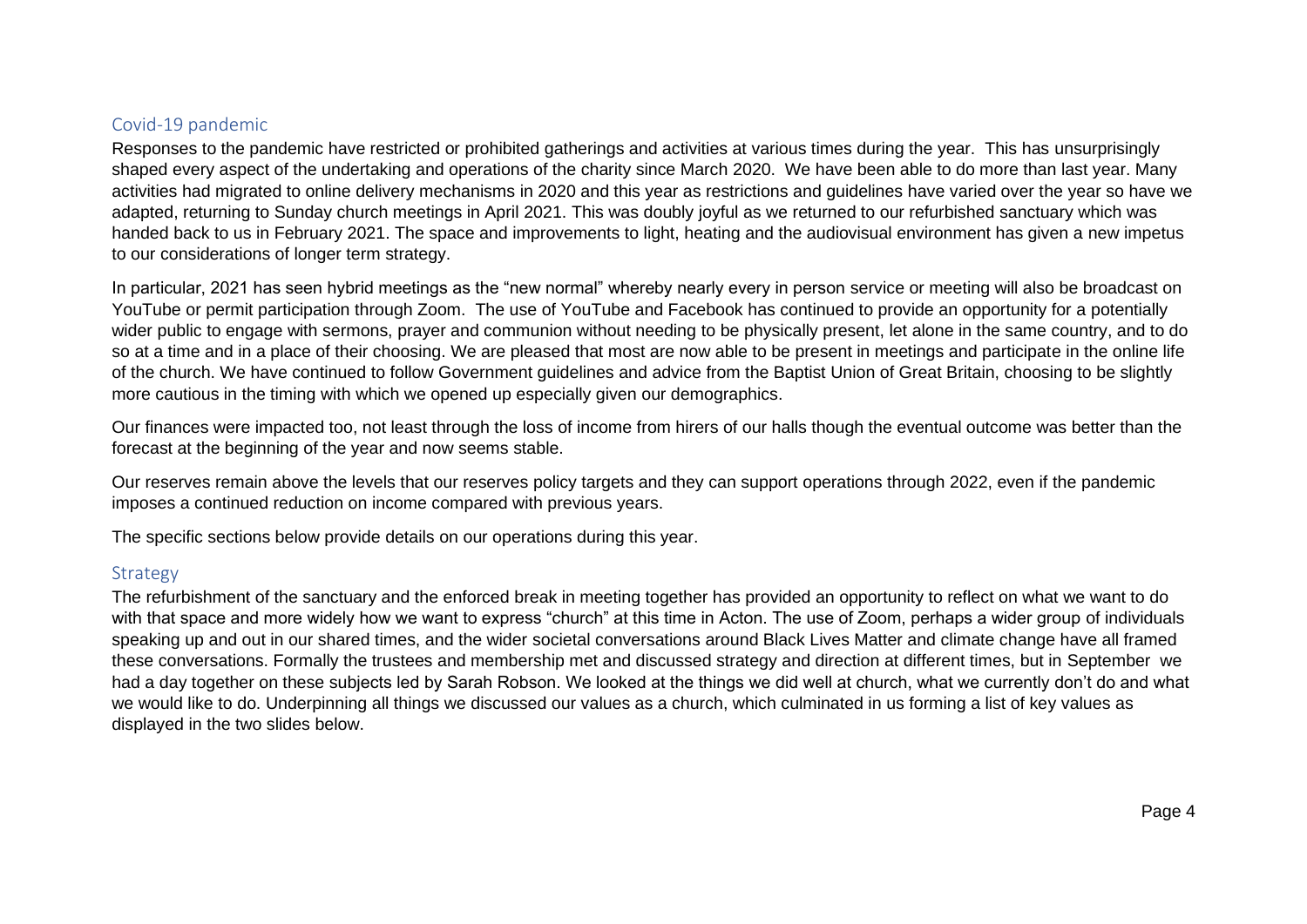## Covid-19 pandemic

Responses to the pandemic have restricted or prohibited gatherings and activities at various times during the year. This has unsurprisingly shaped every aspect of the undertaking and operations of the charity since March 2020. We have been able to do more than last year. Many activities had migrated to online delivery mechanisms in 2020 and this year as restrictions and guidelines have varied over the year so have we adapted, returning to Sunday church meetings in April 2021. This was doubly joyful as we returned to our refurbished sanctuary which was handed back to us in February 2021. The space and improvements to light, heating and the audiovisual environment has given a new impetus to our considerations of longer term strategy.

In particular, 2021 has seen hybrid meetings as the "new normal" whereby nearly every in person service or meeting will also be broadcast on YouTube or permit participation through Zoom. The use of YouTube and Facebook has continued to provide an opportunity for a potentially wider public to engage with sermons, prayer and communion without needing to be physically present, let alone in the same country, and to do so at a time and in a place of their choosing. We are pleased that most are now able to be present in meetings and participate in the online life of the church. We have continued to follow Government guidelines and advice from the Baptist Union of Great Britain, choosing to be slightly more cautious in the timing with which we opened up especially given our demographics.

Our finances were impacted too, not least through the loss of income from hirers of our halls though the eventual outcome was better than the forecast at the beginning of the year and now seems stable.

Our reserves remain above the levels that our reserves policy targets and they can support operations through 2022, even if the pandemic imposes a continued reduction on income compared with previous years.

The specific sections below provide details on our operations during this year.

## Strategy

The refurbishment of the sanctuary and the enforced break in meeting together has provided an opportunity to reflect on what we want to do with that space and more widely how we want to express "church" at this time in Acton. The use of Zoom, perhaps a wider group of individuals speaking up and out in our shared times, and the wider societal conversations around Black Lives Matter and climate change have all framed these conversations. Formally the trustees and membership met and discussed strategy and direction at different times, but in September we had a day together on these subjects led by Sarah Robson. We looked at the things we did well at church, what we currently don't do and what we would like to do. Underpinning all things we discussed our values as a church, which culminated in us forming a list of key values as displayed in the two slides below.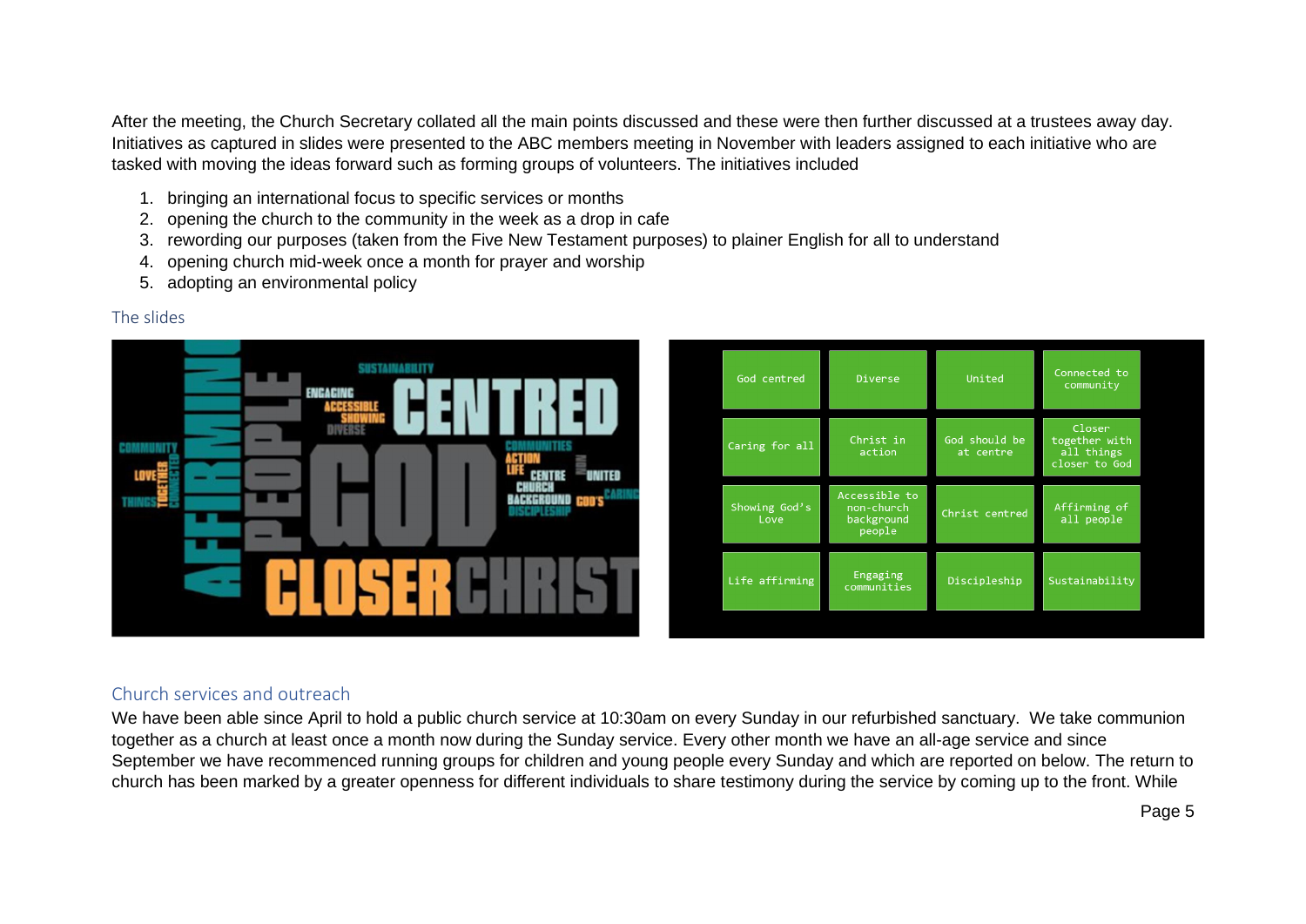After the meeting, the Church Secretary collated all the main points discussed and these were then further discussed at a trustees away day. Initiatives as captured in slides were presented to the ABC members meeting in November with leaders assigned to each initiative who are tasked with moving the ideas forward such as forming groups of volunteers. The initiatives included

1. bringing an international focus to specific services or months
2. opening the church to the community in the week as a drop in cafe
3. rewording our purposes (taken from the Five New Testament purposes) to plainer English for all to understand
4. opening church mid-week once a month for prayer and worship
5. adopting an environmental policy

## The slides

| | | | |
|---|---|---|---|
| God centred | Diverse | United | Connected to community |
| Caring for all | Christ in action | God should be at centre | Closer together with all things closer to God |
| Showing God's Love | Accessible to non-church background people | Christ centred | Affirming of all people |
| Life affirming | Engaging communities | Discipleship | Sustainability |

## Church services and outreach

We have been able since April to hold a public church service at 10:30am on every Sunday in our refurbished sanctuary. We take communion together as a church at least once a month now during the Sunday service. Every other month we have an all-age service and since September we have recommenced running groups for children and young people every Sunday and which are reported on below. The return to church has been marked by a greater openness for different individuals to share testimony during the service by coming up to the front. While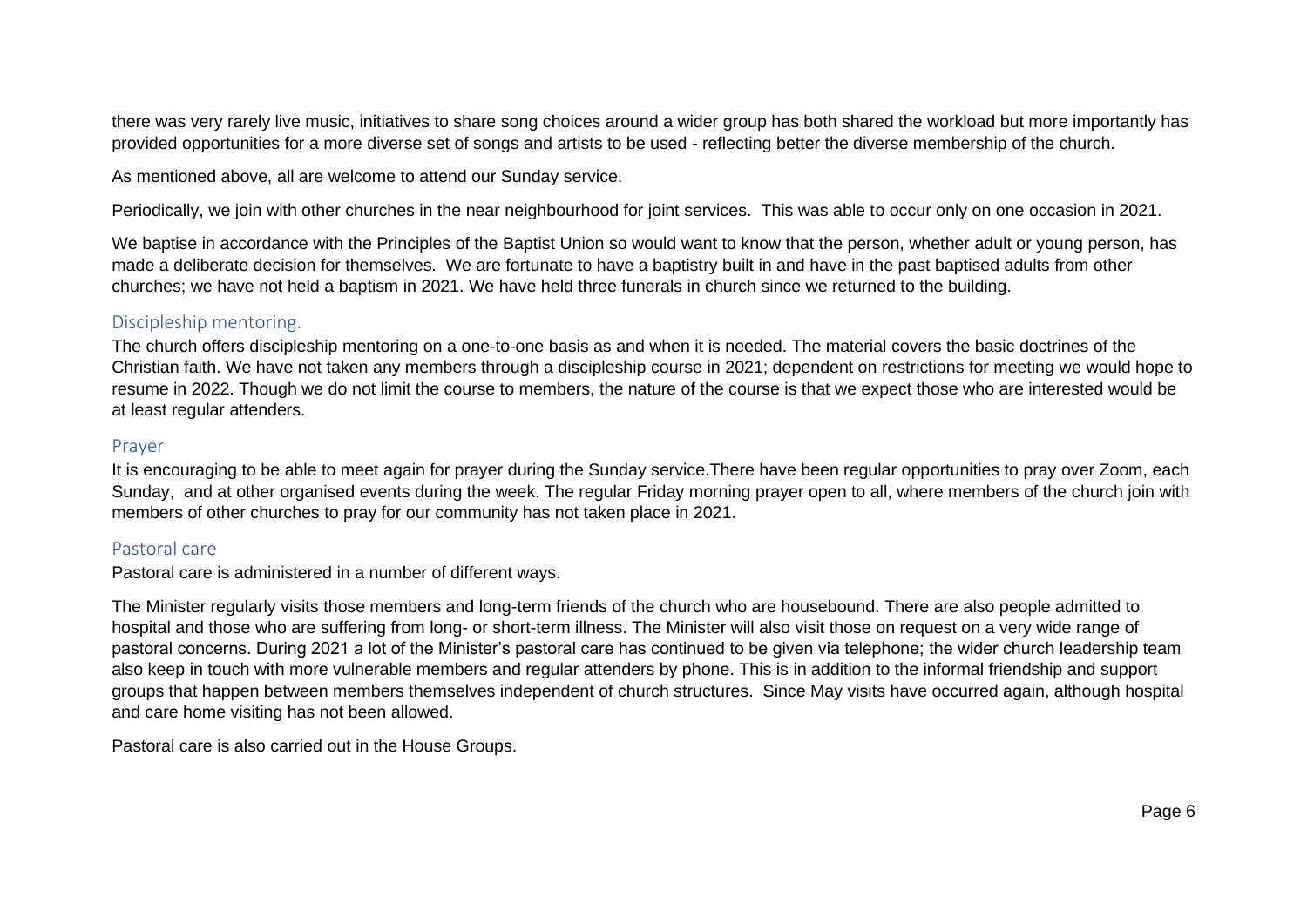there was very rarely live music, initiatives to share song choices around a wider group has both shared the workload but more importantly has provided opportunities for a more diverse set of songs and artists to be used - reflecting better the diverse membership of the church.

As mentioned above, all are welcome to attend our Sunday service.

Periodically, we join with other churches in the near neighbourhood for joint services. This was able to occur only on one occasion in 2021.

We baptise in accordance with the Principles of the Baptist Union so would want to know that the person, whether adult or young person, has made a deliberate decision for themselves. We are fortunate to have a baptistry built in and have in the past baptised adults from other churches; we have not held a baptism in 2021. We have held three funerals in church since we returned to the building.

## Discipleship mentoring.

The church offers discipleship mentoring on a one-to-one basis as and when it is needed. The material covers the basic doctrines of the Christian faith. We have not taken any members through a discipleship course in 2021; dependent on restrictions for meeting we would hope to resume in 2022. Though we do not limit the course to members, the nature of the course is that we expect those who are interested would be at least regular attenders.

## Prayer

It is encouraging to be able to meet again for prayer during the Sunday service.There have been regular opportunities to pray over Zoom, each Sunday, and at other organised events during the week. The regular Friday morning prayer open to all, where members of the church join with members of other churches to pray for our community has not taken place in 2021.

## Pastoral care

Pastoral care is administered in a number of different ways.

The Minister regularly visits those members and long-term friends of the church who are housebound. There are also people admitted to hospital and those who are suffering from long- or short-term illness. The Minister will also visit those on request on a very wide range of pastoral concerns. During 2021 a lot of the Minister's pastoral care has continued to be given via telephone; the wider church leadership team also keep in touch with more vulnerable members and regular attenders by phone. This is in addition to the informal friendship and support groups that happen between members themselves independent of church structures. Since May visits have occurred again, although hospital and care home visiting has not been allowed.

Pastoral care is also carried out in the House Groups.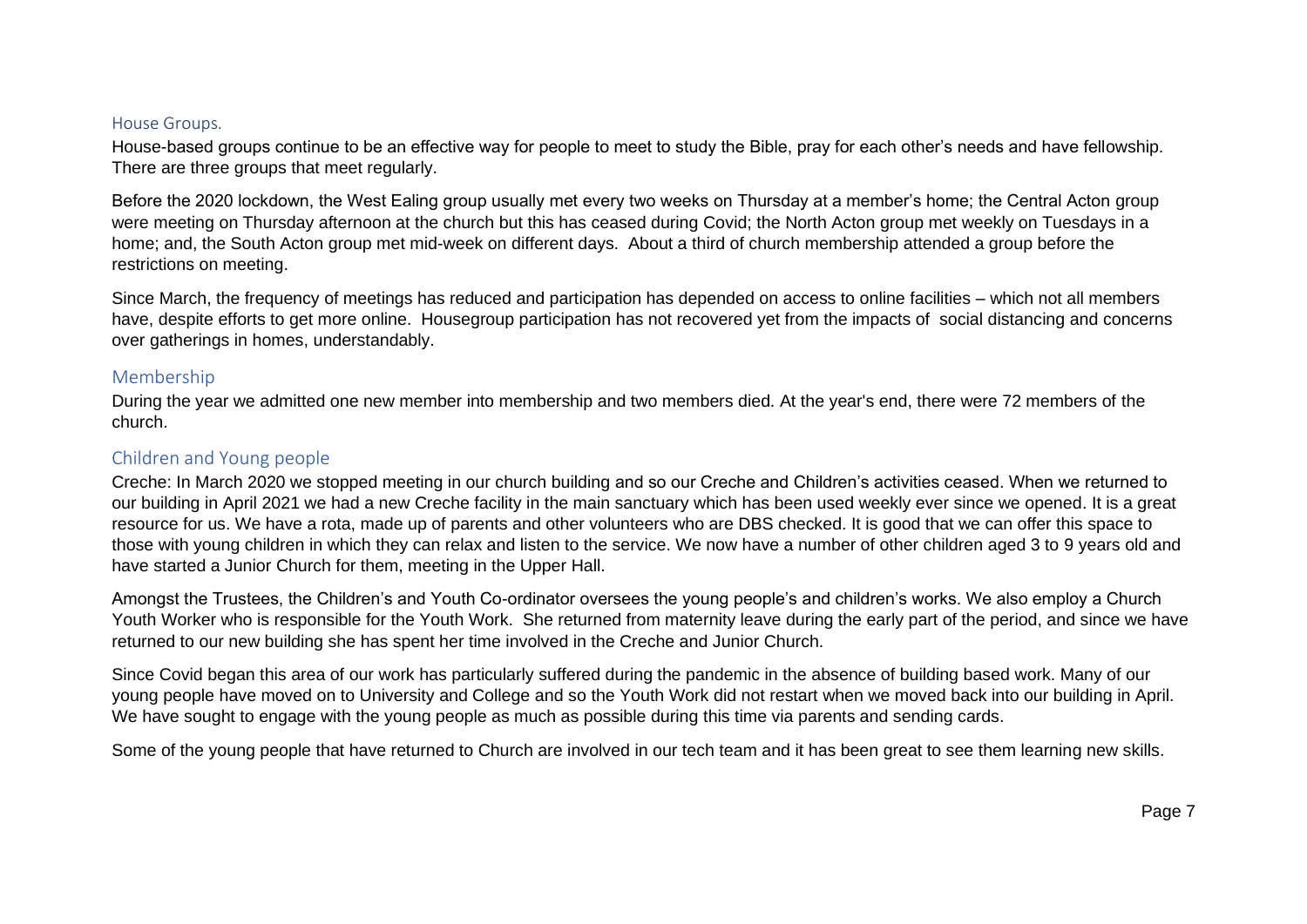## House Groups.

House-based groups continue to be an effective way for people to meet to study the Bible, pray for each other's needs and have fellowship. There are three groups that meet regularly.

Before the 2020 lockdown, the West Ealing group usually met every two weeks on Thursday at a member's home; the Central Acton group were meeting on Thursday afternoon at the church but this has ceased during Covid; the North Acton group met weekly on Tuesdays in a home; and, the South Acton group met mid-week on different days. About a third of church membership attended a group before the restrictions on meeting.

Since March, the frequency of meetings has reduced and participation has depended on access to online facilities – which not all members have, despite efforts to get more online. Housegroup participation has not recovered yet from the impacts of social distancing and concerns over gatherings in homes, understandably.

## Membership

During the year we admitted one new member into membership and two members died. At the year's end, there were 72 members of the church.

## Children and Young people

Creche: In March 2020 we stopped meeting in our church building and so our Creche and Children's activities ceased. When we returned to our building in April 2021 we had a new Creche facility in the main sanctuary which has been used weekly ever since we opened. It is a great resource for us. We have a rota, made up of parents and other volunteers who are DBS checked. It is good that we can offer this space to those with young children in which they can relax and listen to the service. We now have a number of other children aged 3 to 9 years old and have started a Junior Church for them, meeting in the Upper Hall.

Amongst the Trustees, the Children's and Youth Co-ordinator oversees the young people's and children's works. We also employ a Church Youth Worker who is responsible for the Youth Work. She returned from maternity leave during the early part of the period, and since we have returned to our new building she has spent her time involved in the Creche and Junior Church.

Since Covid began this area of our work has particularly suffered during the pandemic in the absence of building based work. Many of our young people have moved on to University and College and so the Youth Work did not restart when we moved back into our building in April. We have sought to engage with the young people as much as possible during this time via parents and sending cards.

Some of the young people that have returned to Church are involved in our tech team and it has been great to see them learning new skills.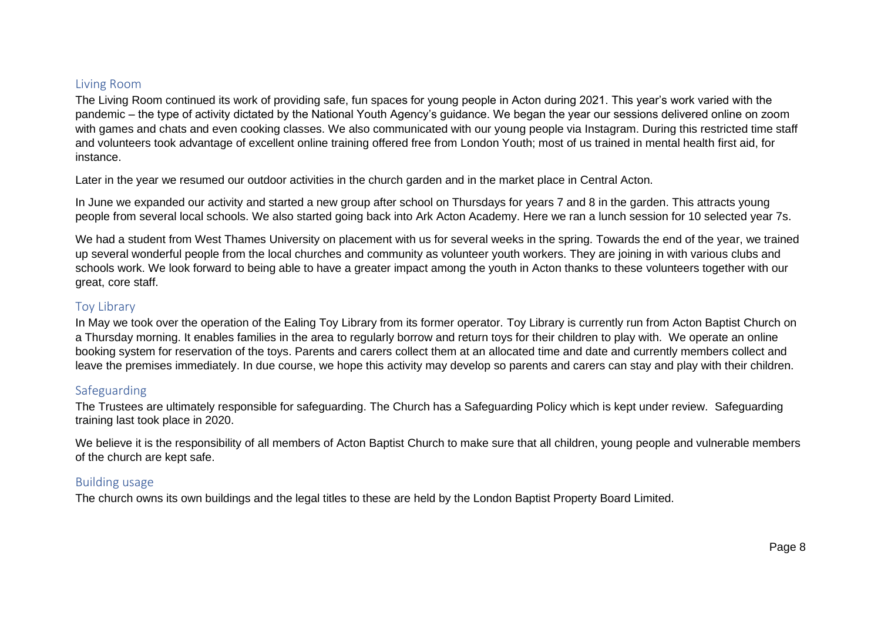## Living Room

The Living Room continued its work of providing safe, fun spaces for young people in Acton during 2021. This year's work varied with the pandemic – the type of activity dictated by the National Youth Agency's guidance. We began the year our sessions delivered online on zoom with games and chats and even cooking classes. We also communicated with our young people via Instagram. During this restricted time staff and volunteers took advantage of excellent online training offered free from London Youth; most of us trained in mental health first aid, for instance.

Later in the year we resumed our outdoor activities in the church garden and in the market place in Central Acton.

In June we expanded our activity and started a new group after school on Thursdays for years 7 and 8 in the garden. This attracts young people from several local schools. We also started going back into Ark Acton Academy. Here we ran a lunch session for 10 selected year 7s.

We had a student from West Thames University on placement with us for several weeks in the spring. Towards the end of the year, we trained up several wonderful people from the local churches and community as volunteer youth workers. They are joining in with various clubs and schools work. We look forward to being able to have a greater impact among the youth in Acton thanks to these volunteers together with our great, core staff.

## Toy Library

In May we took over the operation of the Ealing Toy Library from its former operator. Toy Library is currently run from Acton Baptist Church on a Thursday morning. It enables families in the area to regularly borrow and return toys for their children to play with. We operate an online booking system for reservation of the toys. Parents and carers collect them at an allocated time and date and currently members collect and leave the premises immediately. In due course, we hope this activity may develop so parents and carers can stay and play with their children.

## Safeguarding

The Trustees are ultimately responsible for safeguarding. The Church has a Safeguarding Policy which is kept under review. Safeguarding training last took place in 2020.

We believe it is the responsibility of all members of Acton Baptist Church to make sure that all children, young people and vulnerable members of the church are kept safe.

## Building usage

The church owns its own buildings and the legal titles to these are held by the London Baptist Property Board Limited.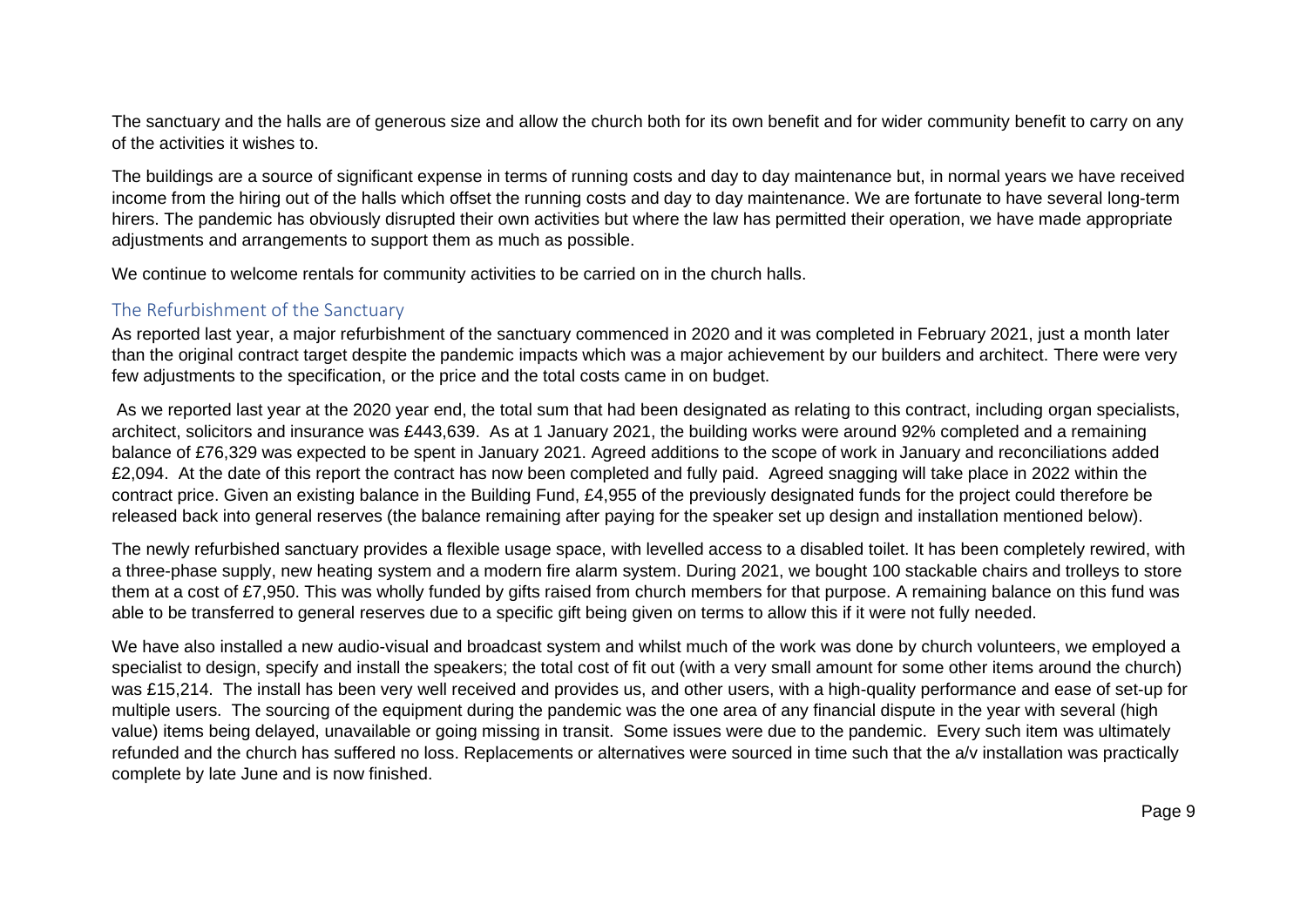The sanctuary and the halls are of generous size and allow the church both for its own benefit and for wider community benefit to carry on any of the activities it wishes to.

The buildings are a source of significant expense in terms of running costs and day to day maintenance but, in normal years we have received income from the hiring out of the halls which offset the running costs and day to day maintenance. We are fortunate to have several long-term hirers. The pandemic has obviously disrupted their own activities but where the law has permitted their operation, we have made appropriate adjustments and arrangements to support them as much as possible.

We continue to welcome rentals for community activities to be carried on in the church halls.

## The Refurbishment of the Sanctuary

As reported last year, a major refurbishment of the sanctuary commenced in 2020 and it was completed in February 2021, just a month later than the original contract target despite the pandemic impacts which was a major achievement by our builders and architect. There were very few adjustments to the specification, or the price and the total costs came in on budget.

As we reported last year at the 2020 year end, the total sum that had been designated as relating to this contract, including organ specialists, architect, solicitors and insurance was £443,639. As at 1 January 2021, the building works were around 92% completed and a remaining balance of £76,329 was expected to be spent in January 2021. Agreed additions to the scope of work in January and reconciliations added £2,094. At the date of this report the contract has now been completed and fully paid. Agreed snagging will take place in 2022 within the contract price. Given an existing balance in the Building Fund, £4,955 of the previously designated funds for the project could therefore be released back into general reserves (the balance remaining after paying for the speaker set up design and installation mentioned below).

The newly refurbished sanctuary provides a flexible usage space, with levelled access to a disabled toilet. It has been completely rewired, with a three-phase supply, new heating system and a modern fire alarm system. During 2021, we bought 100 stackable chairs and trolleys to store them at a cost of £7,950. This was wholly funded by gifts raised from church members for that purpose. A remaining balance on this fund was able to be transferred to general reserves due to a specific gift being given on terms to allow this if it were not fully needed.

We have also installed a new audio-visual and broadcast system and whilst much of the work was done by church volunteers, we employed a specialist to design, specify and install the speakers; the total cost of fit out (with a very small amount for some other items around the church) was £15,214. The install has been very well received and provides us, and other users, with a high-quality performance and ease of set-up for multiple users. The sourcing of the equipment during the pandemic was the one area of any financial dispute in the year with several (high value) items being delayed, unavailable or going missing in transit. Some issues were due to the pandemic. Every such item was ultimately refunded and the church has suffered no loss. Replacements or alternatives were sourced in time such that the a/v installation was practically complete by late June and is now finished.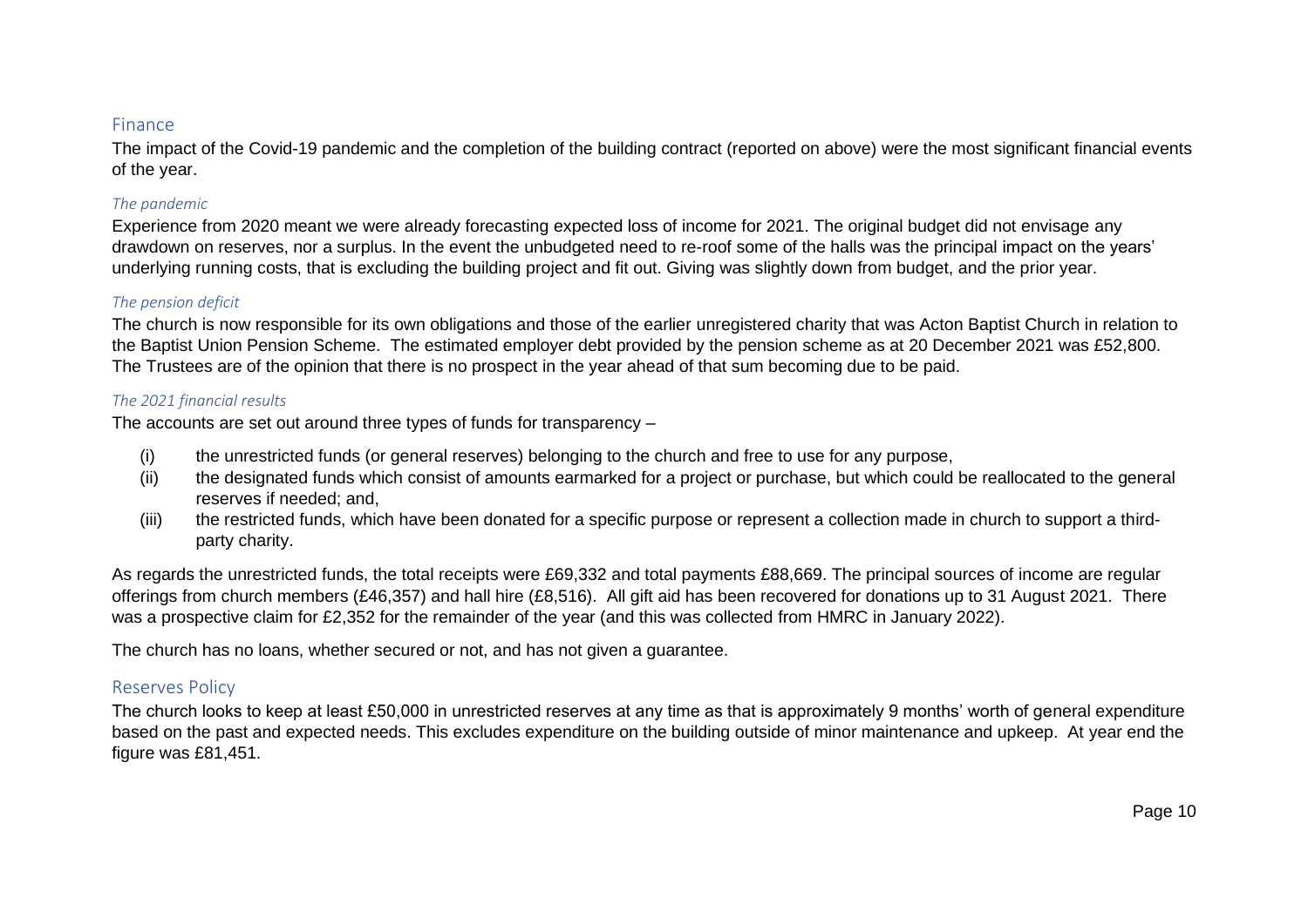## Finance

The impact of the Covid-19 pandemic and the completion of the building contract (reported on above) were the most significant financial events of the year.

### *The pandemic*

Experience from 2020 meant we were already forecasting expected loss of income for 2021. The original budget did not envisage any drawdown on reserves, nor a surplus. In the event the unbudgeted need to re-roof some of the halls was the principal impact on the years' underlying running costs, that is excluding the building project and fit out. Giving was slightly down from budget, and the prior year.

### *The pension deficit*

The church is now responsible for its own obligations and those of the earlier unregistered charity that was Acton Baptist Church in relation to the Baptist Union Pension Scheme. The estimated employer debt provided by the pension scheme as at 20 December 2021 was £52,800. The Trustees are of the opinion that there is no prospect in the year ahead of that sum becoming due to be paid.

### *The 2021 financial results*

The accounts are set out around three types of funds for transparency –

(i) the unrestricted funds (or general reserves) belonging to the church and free to use for any purpose,

(ii) the designated funds which consist of amounts earmarked for a project or purchase, but which could be reallocated to the general reserves if needed; and,

(iii) the restricted funds, which have been donated for a specific purpose or represent a collection made in church to support a third-party charity.

As regards the unrestricted funds, the total receipts were £69,332 and total payments £88,669. The principal sources of income are regular offerings from church members (£46,357) and hall hire (£8,516). All gift aid has been recovered for donations up to 31 August 2021. There was a prospective claim for £2,352 for the remainder of the year (and this was collected from HMRC in January 2022).

The church has no loans, whether secured or not, and has not given a guarantee.

## Reserves Policy

The church looks to keep at least £50,000 in unrestricted reserves at any time as that is approximately 9 months' worth of general expenditure based on the past and expected needs. This excludes expenditure on the building outside of minor maintenance and upkeep. At year end the figure was £81,451.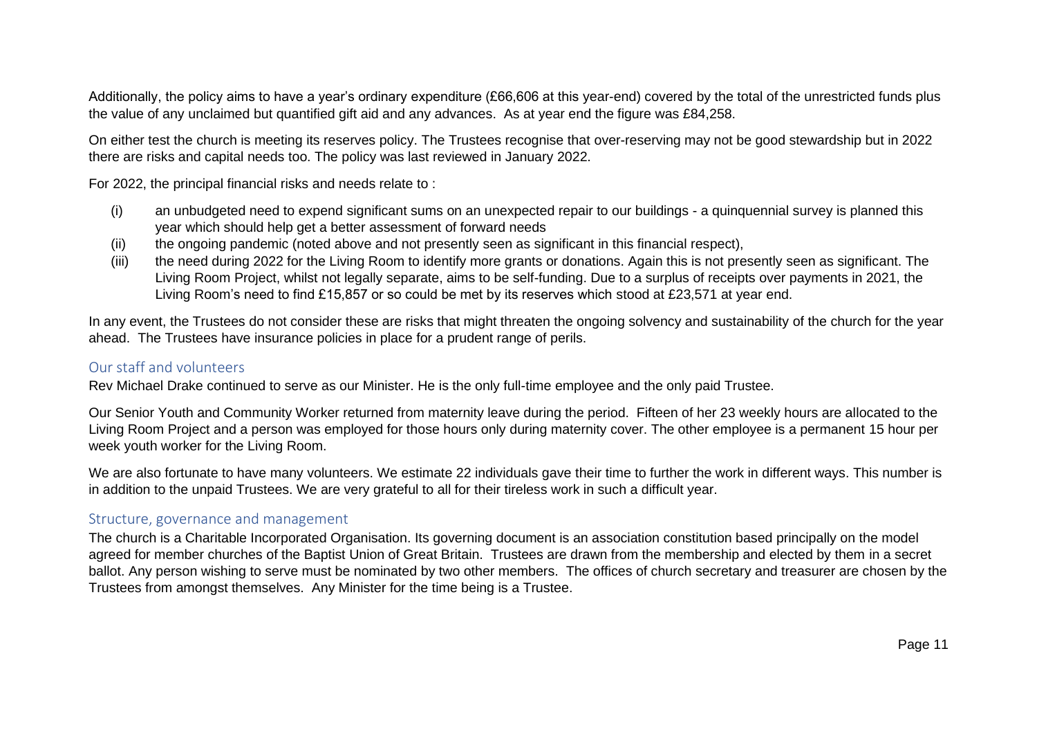Additionally, the policy aims to have a year's ordinary expenditure (£66,606 at this year-end) covered by the total of the unrestricted funds plus the value of any unclaimed but quantified gift aid and any advances. As at year end the figure was £84,258.

On either test the church is meeting its reserves policy. The Trustees recognise that over-reserving may not be good stewardship but in 2022 there are risks and capital needs too. The policy was last reviewed in January 2022.

For 2022, the principal financial risks and needs relate to :

(i) an unbudgeted need to expend significant sums on an unexpected repair to our buildings - a quinquennial survey is planned this year which should help get a better assessment of forward needs

(ii) the ongoing pandemic (noted above and not presently seen as significant in this financial respect),

(iii) the need during 2022 for the Living Room to identify more grants or donations. Again this is not presently seen as significant. The Living Room Project, whilst not legally separate, aims to be self-funding. Due to a surplus of receipts over payments in 2021, the Living Room's need to find £15,857 or so could be met by its reserves which stood at £23,571 at year end.

In any event, the Trustees do not consider these are risks that might threaten the ongoing solvency and sustainability of the church for the year ahead. The Trustees have insurance policies in place for a prudent range of perils.

## Our staff and volunteers

Rev Michael Drake continued to serve as our Minister. He is the only full-time employee and the only paid Trustee.

Our Senior Youth and Community Worker returned from maternity leave during the period. Fifteen of her 23 weekly hours are allocated to the Living Room Project and a person was employed for those hours only during maternity cover. The other employee is a permanent 15 hour per week youth worker for the Living Room.

We are also fortunate to have many volunteers. We estimate 22 individuals gave their time to further the work in different ways. This number is in addition to the unpaid Trustees. We are very grateful to all for their tireless work in such a difficult year.

## Structure, governance and management

The church is a Charitable Incorporated Organisation. Its governing document is an association constitution based principally on the model agreed for member churches of the Baptist Union of Great Britain. Trustees are drawn from the membership and elected by them in a secret ballot. Any person wishing to serve must be nominated by two other members. The offices of church secretary and treasurer are chosen by the Trustees from amongst themselves. Any Minister for the time being is a Trustee.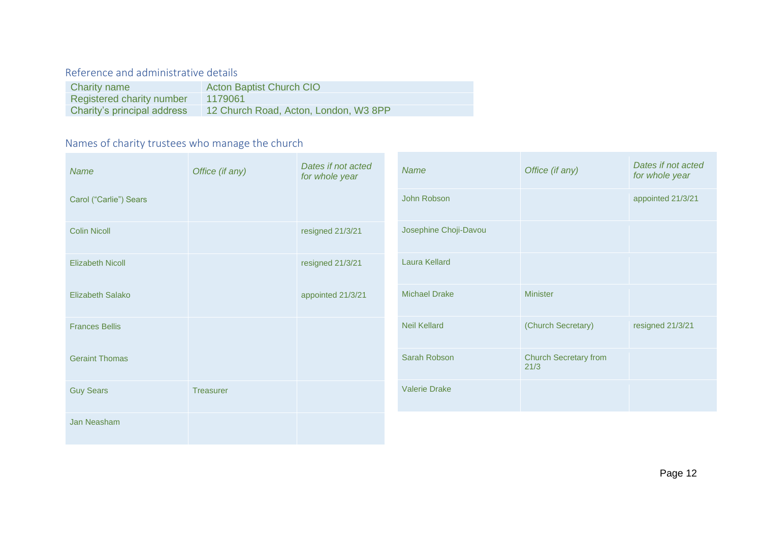## Reference and administrative details

| | |
|---|---|
| Charity name | Acton Baptist Church CIO |
| Registered charity number | 1179061 |
| Charity's principal address | 12 Church Road, Acton, London, W3 8PP |

## Names of charity trustees who manage the church

| *Name* | *Office (if any)* | *Dates if not acted for whole year* |
|---|---|---|
| Carol ("Carlie") Sears | | |
| Colin Nicoll | | resigned 21/3/21 |
| Elizabeth Nicoll | | resigned 21/3/21 |
| Elizabeth Salako | | appointed 21/3/21 |
| Frances Bellis | | |
| Geraint Thomas | | |
| Guy Sears | Treasurer | |
| Jan Neasham | | |
| John Robson | | appointed 21/3/21 |
| Josephine Choji-Davou | | |
| Laura Kellard | | |
| Michael Drake | Minister | |
| Neil Kellard | (Church Secretary) | resigned 21/3/21 |
| Sarah Robson | Church Secretary from 21/3 | |
| Valerie Drake | | |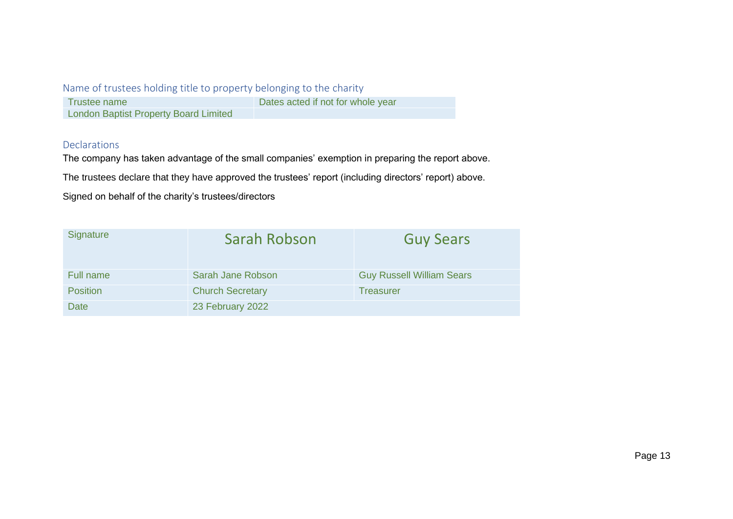## Name of trustees holding title to property belonging to the charity

| Trustee name | Dates acted if not for whole year |
|---|---|
| London Baptist Property Board Limited | |

## Declarations

The company has taken advantage of the small companies' exemption in preparing the report above.

The trustees declare that they have approved the trustees' report (including directors' report) above.

Signed on behalf of the charity's trustees/directors

| Signature | Sarah Robson | Guy Sears |
|---|---|---|
| Full name | Sarah Jane Robson | Guy Russell William Sears |
| Position | Church Secretary | Treasurer |
| Date | 23 February 2022 | |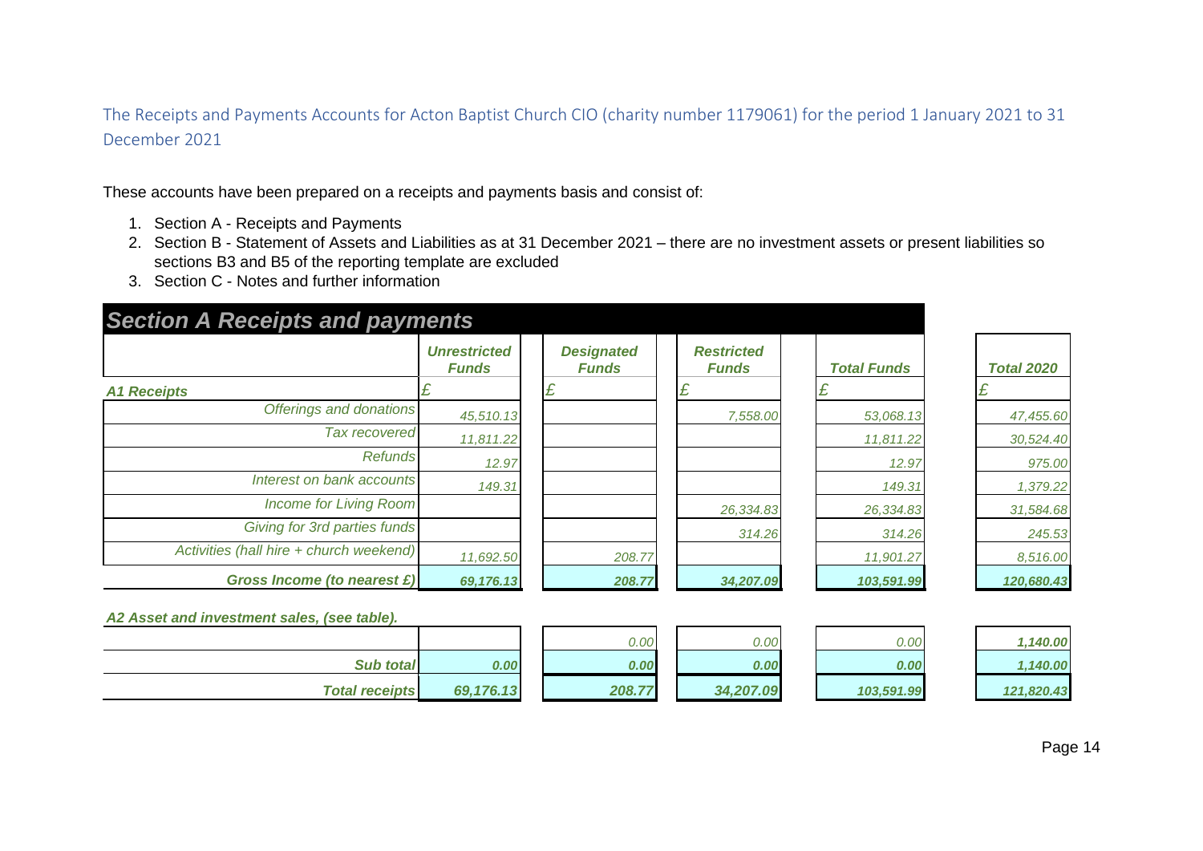The Receipts and Payments Accounts for Acton Baptist Church CIO (charity number 1179061) for the period 1 January 2021 to 31 December 2021

These accounts have been prepared on a receipts and payments basis and consist of:

1. Section A - Receipts and Payments
2. Section B - Statement of Assets and Liabilities as at 31 December 2021 – there are no investment assets or present liabilities so sections B3 and B5 of the reporting template are excluded
3. Section C - Notes and further information

## Section A Receipts and payments

| | Unrestricted Funds | Designated Funds | Restricted Funds | Total Funds | Total 2020 |
|---|---|---|---|---|---|
| **A1 Receipts** | £ | £ | £ | £ | £ |
| Offerings and donations | 45,510.13 | | 7,558.00 | 53,068.13 | 47,455.60 |
| Tax recovered | 11,811.22 | | | 11,811.22 | 30,524.40 |
| Refunds | 12.97 | | | 12.97 | 975.00 |
| Interest on bank accounts | 149.31 | | | 149.31 | 1,379.22 |
| Income for Living Room | | | 26,334.83 | 26,334.83 | 31,584.68 |
| Giving for 3rd parties funds | | | 314.26 | 314.26 | 245.53 |
| Activities (hall hire + church weekend) | 11,692.50 | 208.77 | | 11,901.27 | 8,516.00 |
| **Gross Income (to nearest £)** | **69,176.13** | **208.77** | **34,207.09** | **103,591.99** | **120,680.43** |
| **A2 Asset and investment sales, (see table).** | | | | | |
| | | 0.00 | 0.00 | 0.00 | **1,140.00** |
| **Sub total** | **0.00** | **0.00** | **0.00** | **0.00** | **1,140.00** |
| **Total receipts** | **69,176.13** | **208.77** | **34,207.09** | **103,591.99** | **121,820.43** |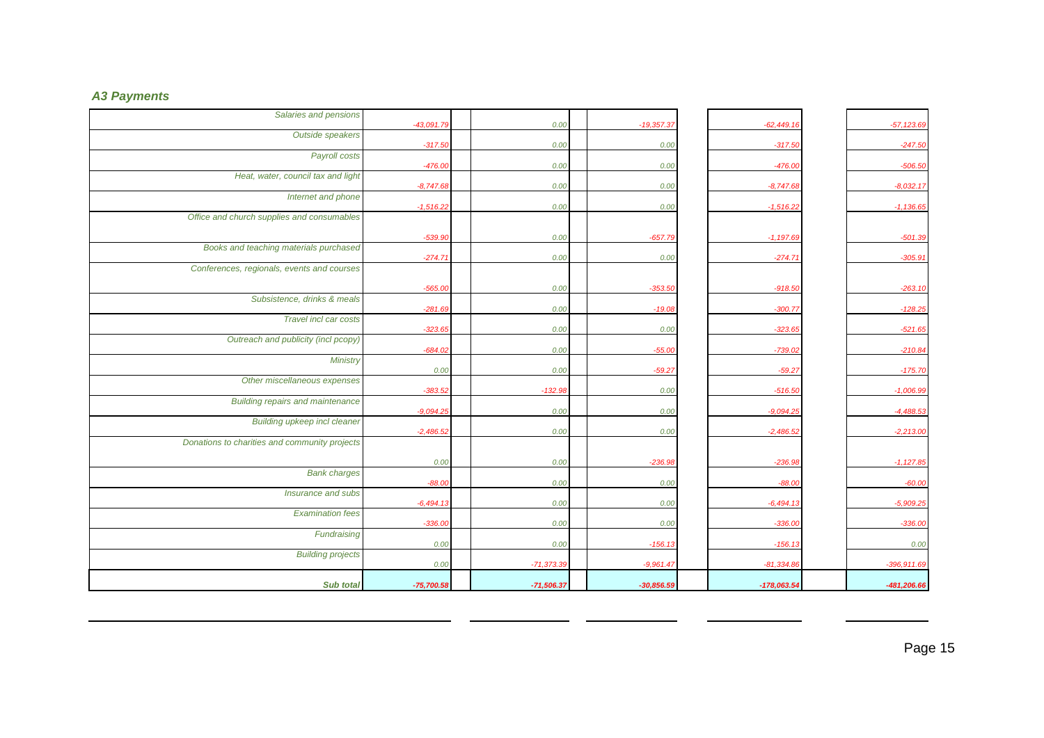### *A3 Payments*

| | | | | | |
|---|---|---|---|---|---|
| *Salaries and pensions* | *-43,091.79* | *0.00* | *-19,357.37* | *-62,449.16* | *-57,123.69* |
| *Outside speakers* | *-317.50* | *0.00* | *0.00* | *-317.50* | *-247.50* |
| *Payroll costs* | *-476.00* | *0.00* | *0.00* | *-476.00* | *-506.50* |
| *Heat, water, council tax and light* | *-8,747.68* | *0.00* | *0.00* | *-8,747.68* | *-8,032.17* |
| *Internet and phone* | *-1,516.22* | *0.00* | *0.00* | *-1,516.22* | *-1,136.65* |
| *Office and church supplies and consumables* | *-539.90* | *0.00* | *-657.79* | *-1,197.69* | *-501.39* |
| *Books and teaching materials purchased* | *-274.71* | *0.00* | *0.00* | *-274.71* | *-305.91* |
| *Conferences, regionals, events and courses* | *-565.00* | *0.00* | *-353.50* | *-918.50* | *-263.10* |
| *Subsistence, drinks & meals* | *-281.69* | *0.00* | *-19.08* | *-300.77* | *-128.25* |
| *Travel incl car costs* | *-323.65* | *0.00* | *0.00* | *-323.65* | *-521.65* |
| *Outreach and publicity (incl pcopy)* | *-684.02* | *0.00* | *-55.00* | *-739.02* | *-210.84* |
| *Ministry* | *0.00* | *0.00* | *-59.27* | *-59.27* | *-175.70* |
| *Other miscellaneous expenses* | *-383.52* | *-132.98* | *0.00* | *-516.50* | *-1,006.99* |
| *Building repairs and maintenance* | *-9,094.25* | *0.00* | *0.00* | *-9,094.25* | *-4,488.53* |
| *Building upkeep incl cleaner* | *-2,486.52* | *0.00* | *0.00* | *-2,486.52* | *-2,213.00* |
| *Donations to charities and community projects* | *0.00* | *0.00* | *-236.98* | *-236.98* | *-1,127.85* |
| *Bank charges* | *-88.00* | *0.00* | *0.00* | *-88.00* | *-60.00* |
| *Insurance and subs* | *-6,494.13* | *0.00* | *0.00* | *-6,494.13* | *-5,909.25* |
| *Examination fees* | *-336.00* | *0.00* | *0.00* | *-336.00* | *-336.00* |
| *Fundraising* | *0.00* | *0.00* | *-156.13* | *-156.13* | *0.00* |
| *Building projects* | *0.00* | *-71,373.39* | *-9,961.47* | *-81,334.86* | *-396,911.69* |
| ***Sub total*** | ***-75,700.58*** | ***-71,506.37*** | ***-30,856.59*** | ***-178,063.54*** | ***-481,206.66*** |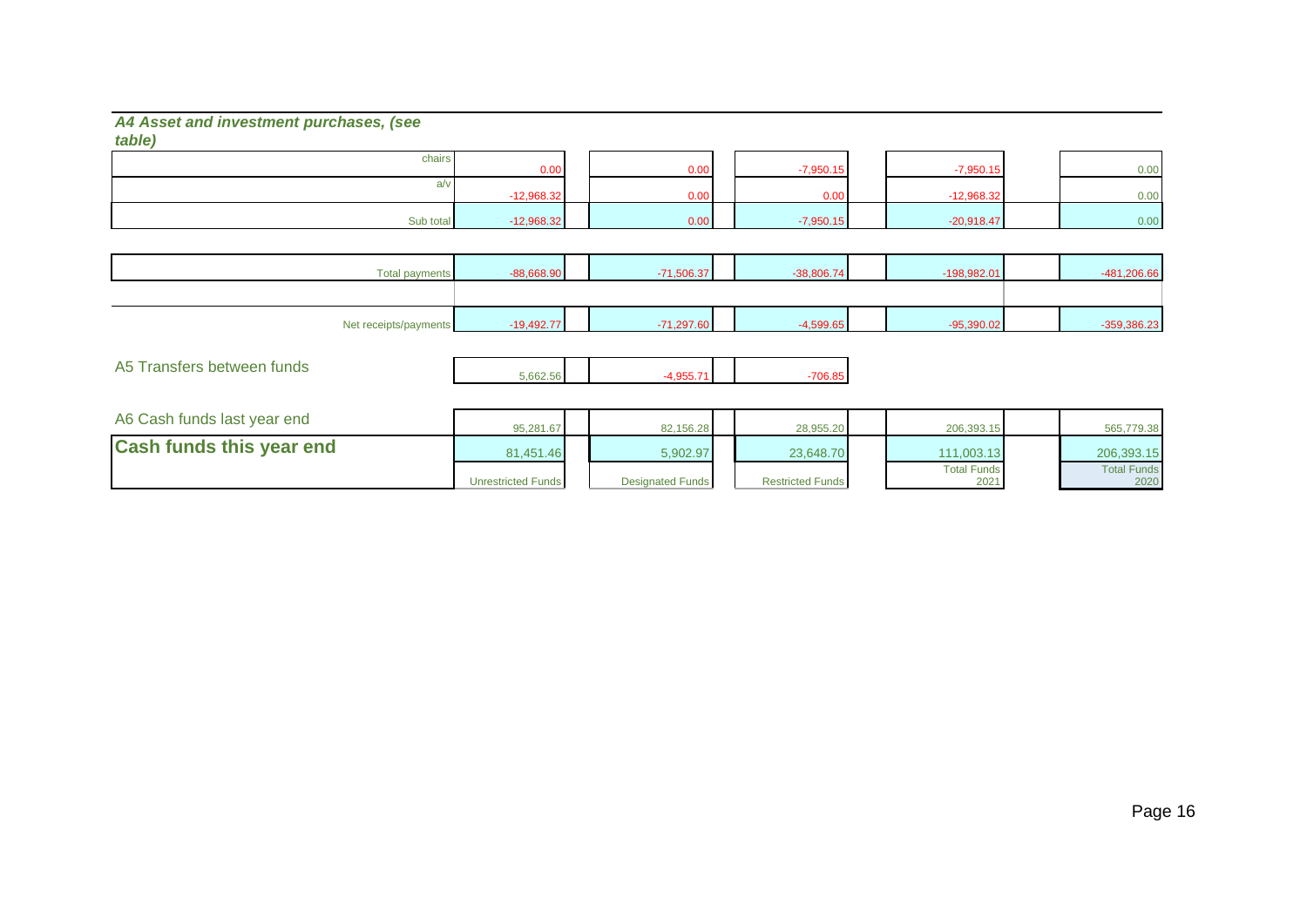### *A4 Asset and investment purchases, (see table)*

| | Unrestricted Funds | Designated Funds | Restricted Funds | Total Funds 2021 | Total Funds 2020 |
|---|---|---|---|---|---|
| chairs | 0.00 | 0.00 | -7,950.15 | -7,950.15 | 0.00 |
| a/v | -12,968.32 | 0.00 | 0.00 | -12,968.32 | 0.00 |
| Sub total | -12,968.32 | 0.00 | -7,950.15 | -20,918.47 | 0.00 |
| Total payments | -88,668.90 | -71,506.37 | -38,806.74 | -198,982.01 | -481,206.66 |
| Net receipts/payments | -19,492.77 | -71,297.60 | -4,599.65 | -95,390.02 | -359,386.23 |
| A5 Transfers between funds | 5,662.56 | -4,955.71 | -706.85 | | |
| A6 Cash funds last year end | 95,281.67 | 82,156.28 | 28,955.20 | 206,393.15 | 565,779.38 |
| **Cash funds this year end** | 81,451.46 | 5,902.97 | 23,648.70 | 111,003.13 | 206,393.15 |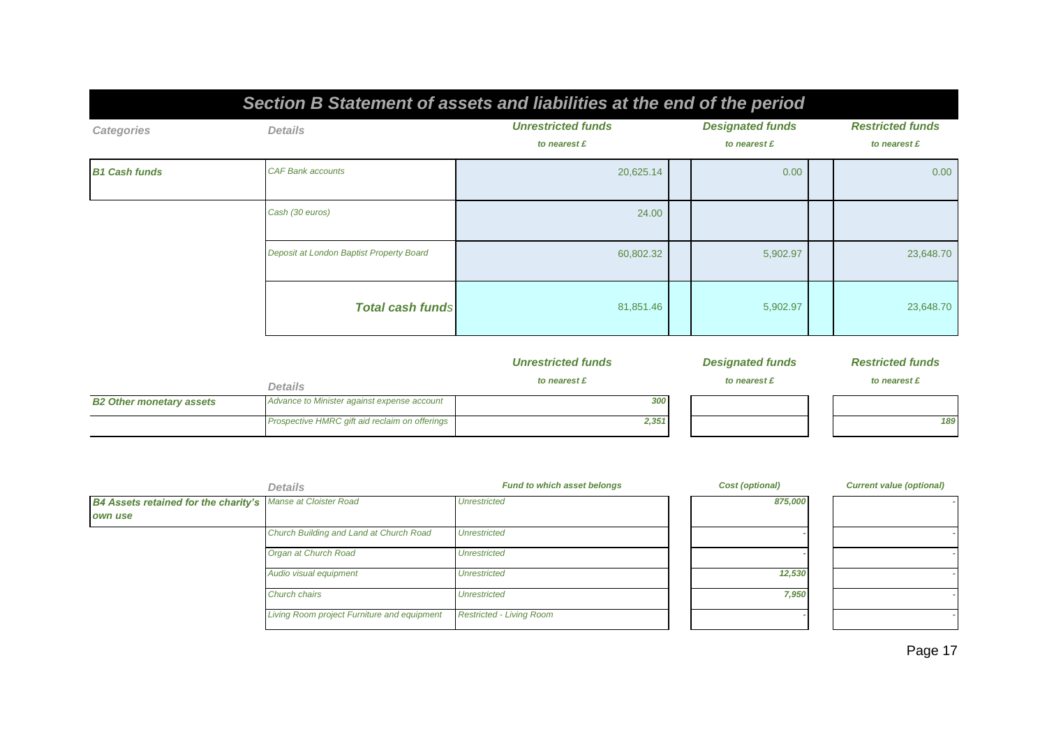## Section B Statement of assets and liabilities at the end of the period

| Categories | Details | Unrestricted funds<br>to nearest £ | Designated funds<br>to nearest £ | Restricted funds<br>to nearest £ |
|---|---|---|---|---|
| **B1 Cash funds** | CAF Bank accounts | 20,625.14 | 0.00 | 0.00 |
| | Cash (30 euros) | 24.00 | | |
| | Deposit at London Baptist Property Board | 60,802.32 | 5,902.97 | 23,648.70 |
| | **Total cash funds** | 81,851.46 | 5,902.97 | 23,648.70 |

| | Details | Unrestricted funds<br>to nearest £ | Designated funds<br>to nearest £ | Restricted funds<br>to nearest £ |
|---|---|---|---|---|
| **B2 Other monetary assets** | Advance to Minister against expense account | 300 | | |
| | Prospective HMRC gift aid reclaim on offerings | 2,351 | | 189 |

| | Details | Fund to which asset belongs | Cost (optional) | Current value (optional) |
|---|---|---|---|---|
| **B4 Assets retained for the charity's own use** | Manse at Cloister Road | Unrestricted | 875,000 | - |
| | Church Building and Land at Church Road | Unrestricted | - | - |
| | Organ at Church Road | Unrestricted | - | - |
| | Audio visual equipment | Unrestricted | 12,530 | - |
| | Church chairs | Unrestricted | 7,950 | - |
| | Living Room project Furniture and equipment | Restricted - Living Room | - | - |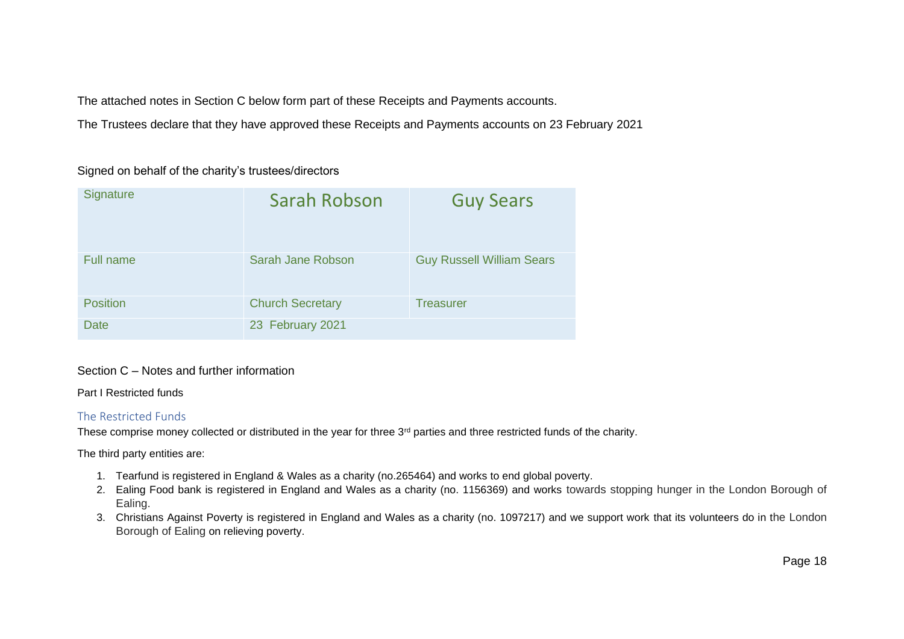The attached notes in Section C below form part of these Receipts and Payments accounts.

The Trustees declare that they have approved these Receipts and Payments accounts on 23 February 2021

Signed on behalf of the charity's trustees/directors

| Signature | Sarah Robson | Guy Sears |
|---|---|---|
| Full name | Sarah Jane Robson | Guy Russell William Sears |
| Position | Church Secretary | Treasurer |
| Date | 23 February 2021 | |

## Section C – Notes and further information

Part I Restricted funds

### The Restricted Funds

These comprise money collected or distributed in the year for three 3rd parties and three restricted funds of the charity.

The third party entities are:

1. Tearfund is registered in England & Wales as a charity (no.265464) and works to end global poverty.
2. Ealing Food bank is registered in England and Wales as a charity (no. 1156369) and works towards stopping hunger in the London Borough of Ealing.
3. Christians Against Poverty is registered in England and Wales as a charity (no. 1097217) and we support work that its volunteers do in the London Borough of Ealing on relieving poverty.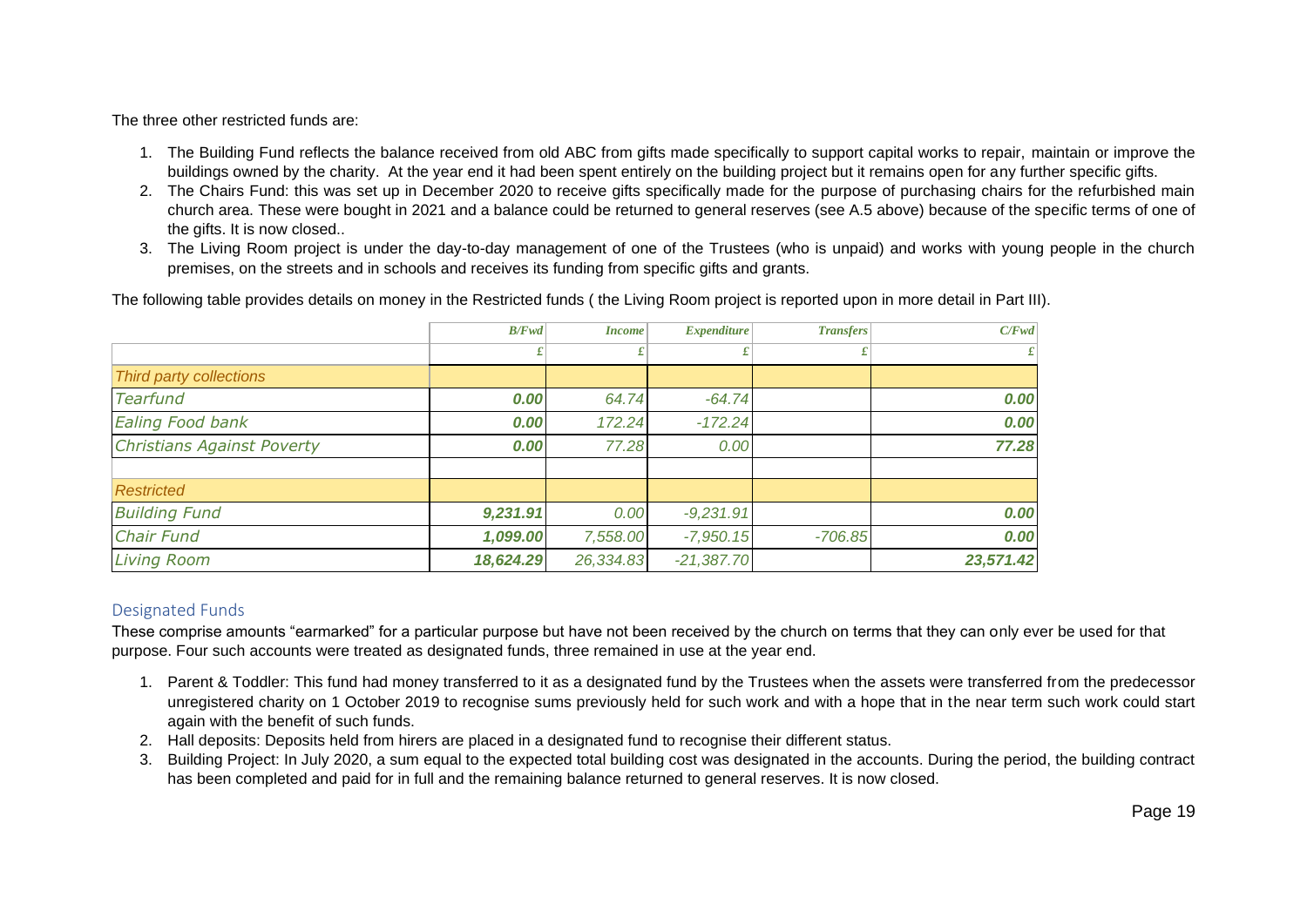The three other restricted funds are:

1. The Building Fund reflects the balance received from old ABC from gifts made specifically to support capital works to repair, maintain or improve the buildings owned by the charity. At the year end it had been spent entirely on the building project but it remains open for any further specific gifts.
2. The Chairs Fund: this was set up in December 2020 to receive gifts specifically made for the purpose of purchasing chairs for the refurbished main church area. These were bought in 2021 and a balance could be returned to general reserves (see A.5 above) because of the specific terms of one of the gifts. It is now closed..
3. The Living Room project is under the day-to-day management of one of the Trustees (who is unpaid) and works with young people in the church premises, on the streets and in schools and receives its funding from specific gifts and grants.

The following table provides details on money in the Restricted funds ( the Living Room project is reported upon in more detail in Part III).

| | *B/Fwd* | *Income* | *Expenditure* | *Transfers* | *C/Fwd* |
|---|---|---|---|---|---|
| | £ | £ | £ | £ | £ |
| *Third party collections* | | | | | |
| *Tearfund* | ***0.00*** | *64.74* | *-64.74* | | ***0.00*** |
| *Ealing Food bank* | ***0.00*** | *172.24* | *-172.24* | | ***0.00*** |
| *Christians Against Poverty* | ***0.00*** | *77.28* | *0.00* | | ***77.28*** |
| | | | | | |
| *Restricted* | | | | | |
| *Building Fund* | ***9,231.91*** | *0.00* | *-9,231.91* | | ***0.00*** |
| *Chair Fund* | ***1,099.00*** | *7,558.00* | *-7,950.15* | *-706.85* | ***0.00*** |
| *Living Room* | ***18,624.29*** | *26,334.83* | *-21,387.70* | | ***23,571.42*** |

## Designated Funds

These comprise amounts "earmarked" for a particular purpose but have not been received by the church on terms that they can only ever be used for that purpose. Four such accounts were treated as designated funds, three remained in use at the year end.

1. Parent & Toddler: This fund had money transferred to it as a designated fund by the Trustees when the assets were transferred from the predecessor unregistered charity on 1 October 2019 to recognise sums previously held for such work and with a hope that in the near term such work could start again with the benefit of such funds.
2. Hall deposits: Deposits held from hirers are placed in a designated fund to recognise their different status.
3. Building Project: In July 2020, a sum equal to the expected total building cost was designated in the accounts. During the period, the building contract has been completed and paid for in full and the remaining balance returned to general reserves. It is now closed.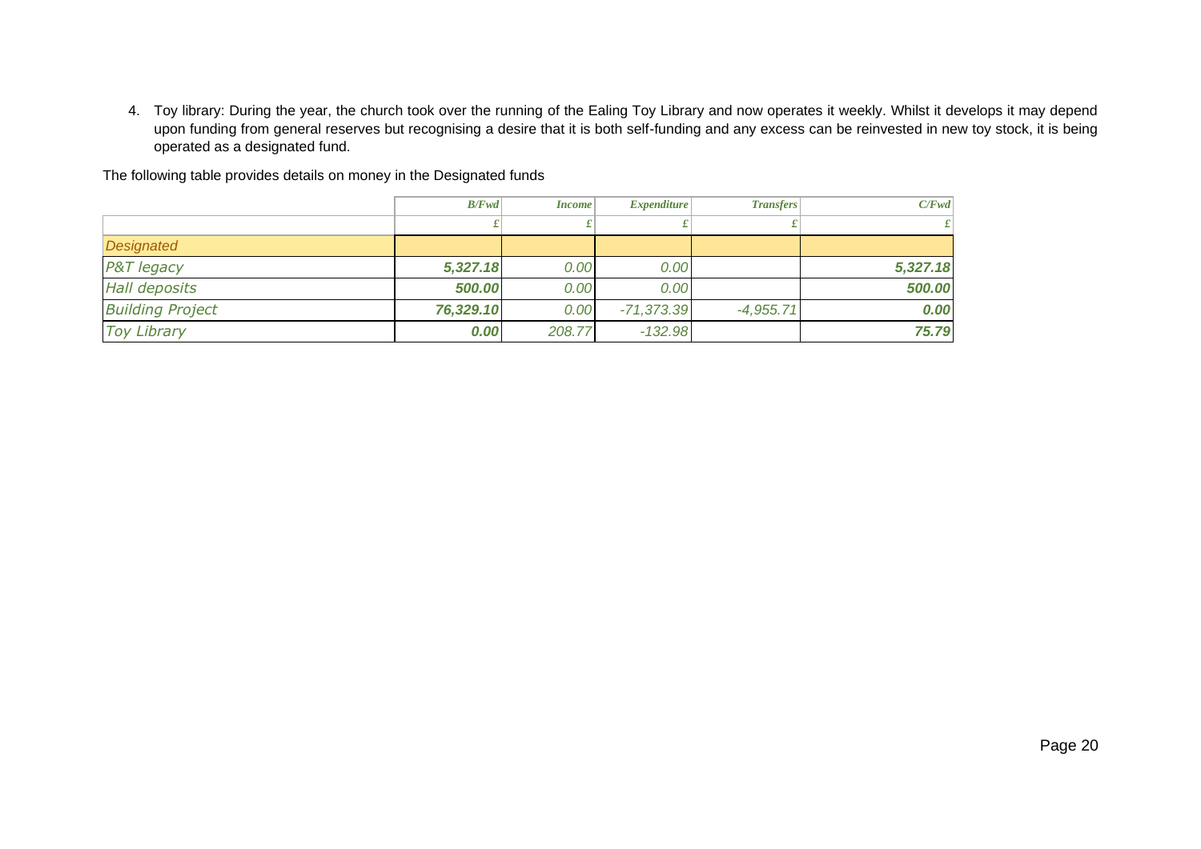4. Toy library: During the year, the church took over the running of the Ealing Toy Library and now operates it weekly. Whilst it develops it may depend upon funding from general reserves but recognising a desire that it is both self-funding and any excess can be reinvested in new toy stock, it is being operated as a designated fund.

The following table provides details on money in the Designated funds

| | *B/Fwd* | *Income* | *Expenditure* | *Transfers* | *C/Fwd* |
|---|---|---|---|---|---|
| | £ | £ | £ | £ | £ |
| *Designated* | | | | | |
| *P&T legacy* | ***5,327.18*** | *0.00* | *0.00* | | ***5,327.18*** |
| *Hall deposits* | ***500.00*** | *0.00* | *0.00* | | ***500.00*** |
| *Building Project* | ***76,329.10*** | *0.00* | *-71,373.39* | *-4,955.71* | ***0.00*** |
| *Toy Library* | ***0.00*** | *208.77* | *-132.98* | | ***75.79*** |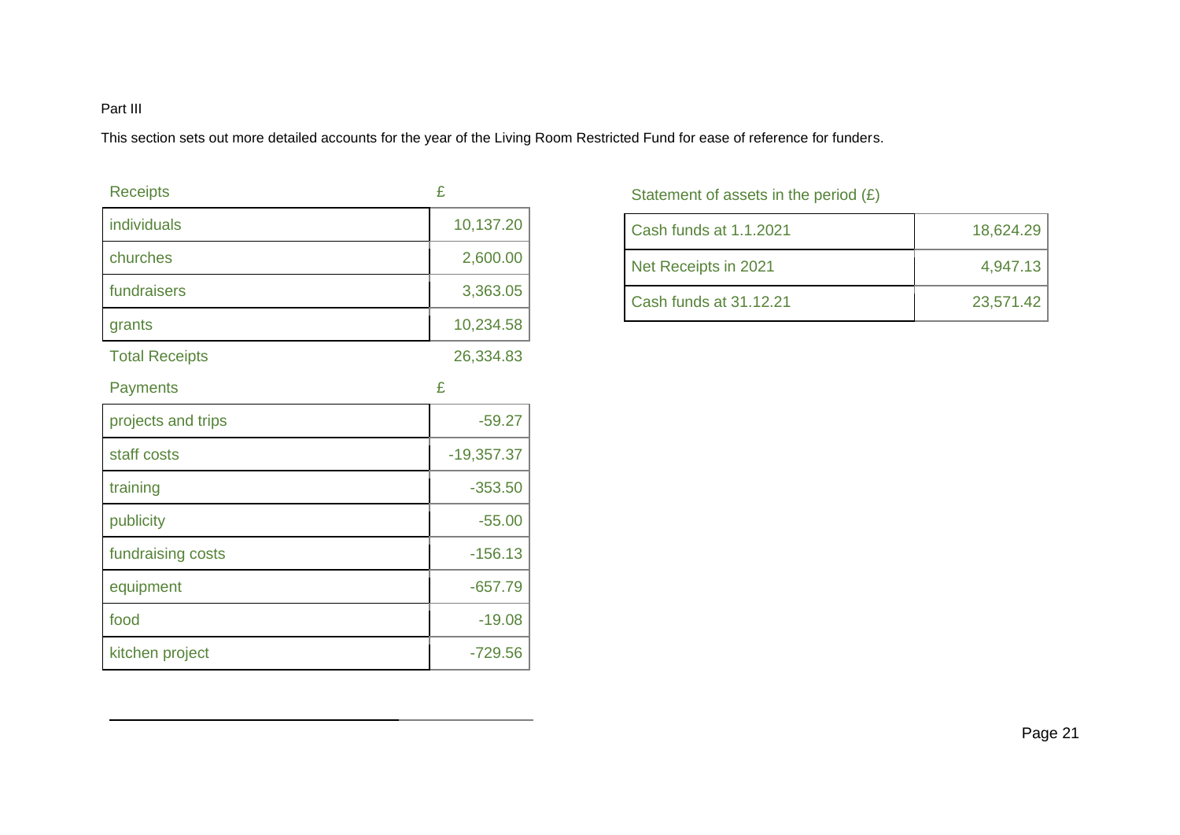Part III

This section sets out more detailed accounts for the year of the Living Room Restricted Fund for ease of reference for funders.

| Receipts | £ |
|---|---|
| individuals | 10,137.20 |
| churches | 2,600.00 |
| fundraisers | 3,363.05 |
| grants | 10,234.58 |
| Total Receipts | 26,334.83 |

| Payments | £ |
|---|---|
| projects and trips | -59.27 |
| staff costs | -19,357.37 |
| training | -353.50 |
| publicity | -55.00 |
| fundraising costs | -156.13 |
| equipment | -657.79 |
| food | -19.08 |
| kitchen project | -729.56 |

Statement of assets in the period (£)

| | |
|---|---|
| Cash funds at 1.1.2021 | 18,624.29 |
| Net Receipts in 2021 | 4,947.13 |
| Cash funds at 31.12.21 | 23,571.42 |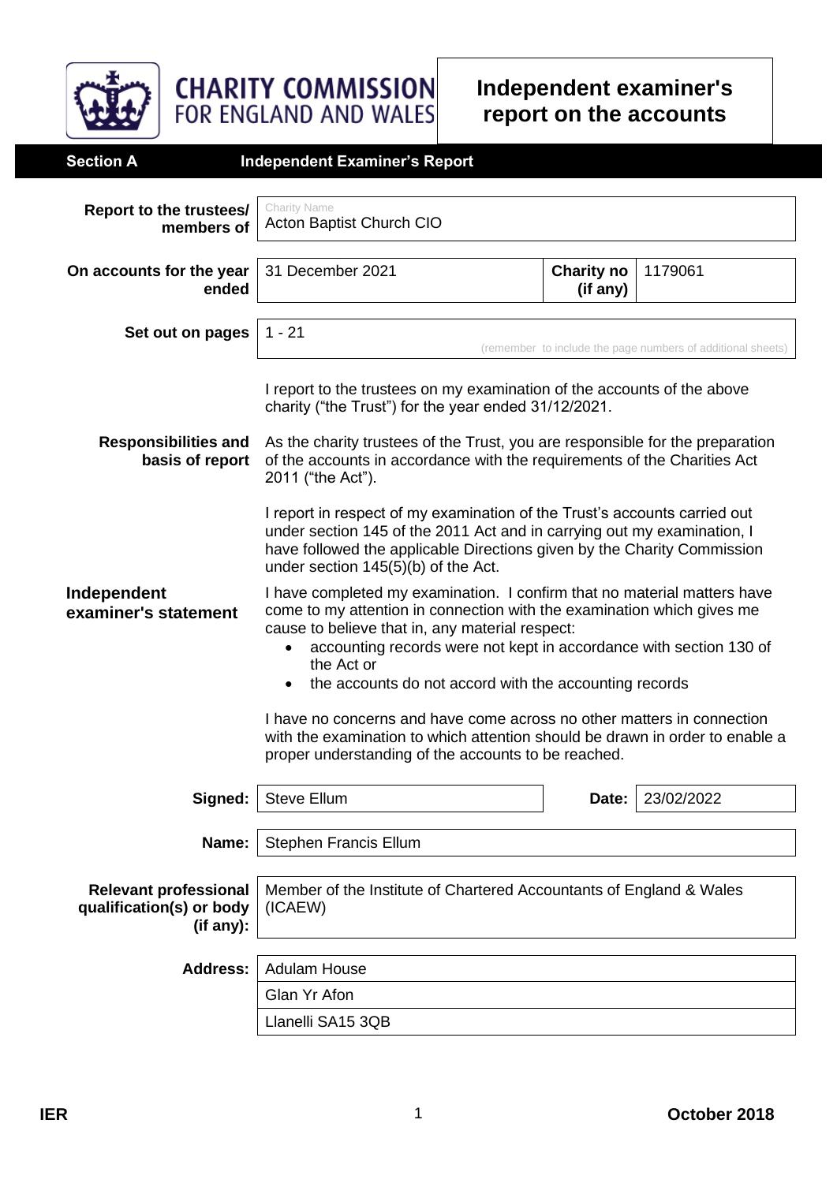**CHARITY COMMISSION FOR ENGLAND AND WALES**

# Independent examiner's report on the accounts

## Section A Independent Examiner's Report

**Report to the trustees/ members of**
Charity Name
Acton Baptist Church CIO

**On accounts for the year ended** 31 December 2021 **Charity no (if any)** 1179061

**Set out on pages** 1 - 21
(remember to include the page numbers of additional sheets)

I report to the trustees on my examination of the accounts of the above charity ("the Trust") for the year ended 31/12/2021.

**Responsibilities and basis of report**

As the charity trustees of the Trust, you are responsible for the preparation of the accounts in accordance with the requirements of the Charities Act 2011 ("the Act").

I report in respect of my examination of the Trust's accounts carried out under section 145 of the 2011 Act and in carrying out my examination, I have followed the applicable Directions given by the Charity Commission under section 145(5)(b) of the Act.

**Independent examiner's statement**

I have completed my examination. I confirm that no material matters have come to my attention in connection with the examination which gives me cause to believe that in, any material respect:

- accounting records were not kept in accordance with section 130 of the Act or
- the accounts do not accord with the accounting records

I have no concerns and have come across no other matters in connection with the examination to which attention should be drawn in order to enable a proper understanding of the accounts to be reached.

**Signed:** Steve Ellum **Date:** 23/02/2022

**Name:** Stephen Francis Ellum

**Relevant professional qualification(s) or body (if any):** Member of the Institute of Chartered Accountants of England & Wales (ICAEW)

**Address:**
Adulam House
Glan Yr Afon
Llanelli SA15 3QB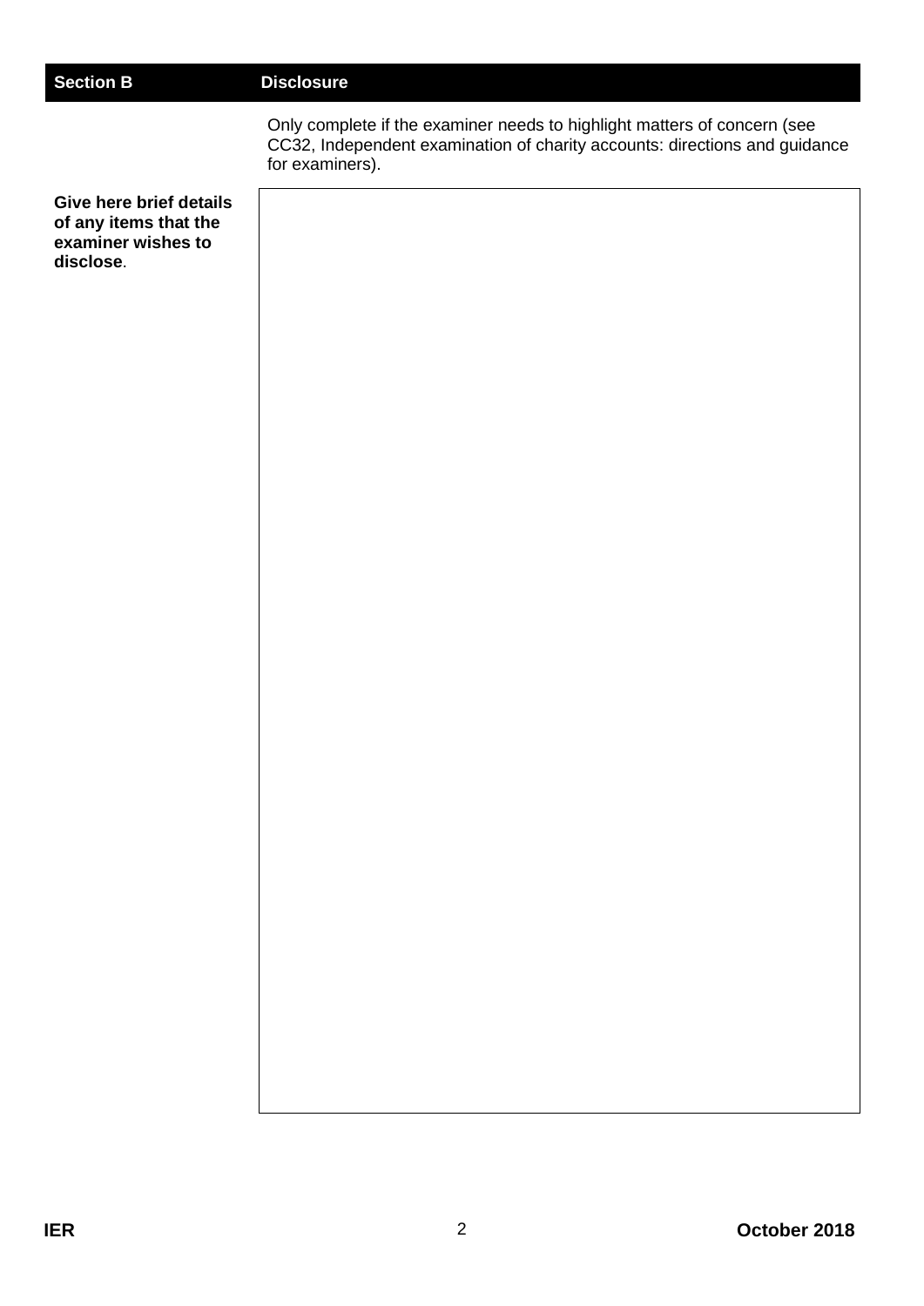| Section B | Disclosure |
| --- | --- |
| | Only complete if the examiner needs to highlight matters of concern (see CC32, Independent examination of charity accounts: directions and guidance for examiners). |
| **Give here brief details of any items that the examiner wishes to disclose**. | |